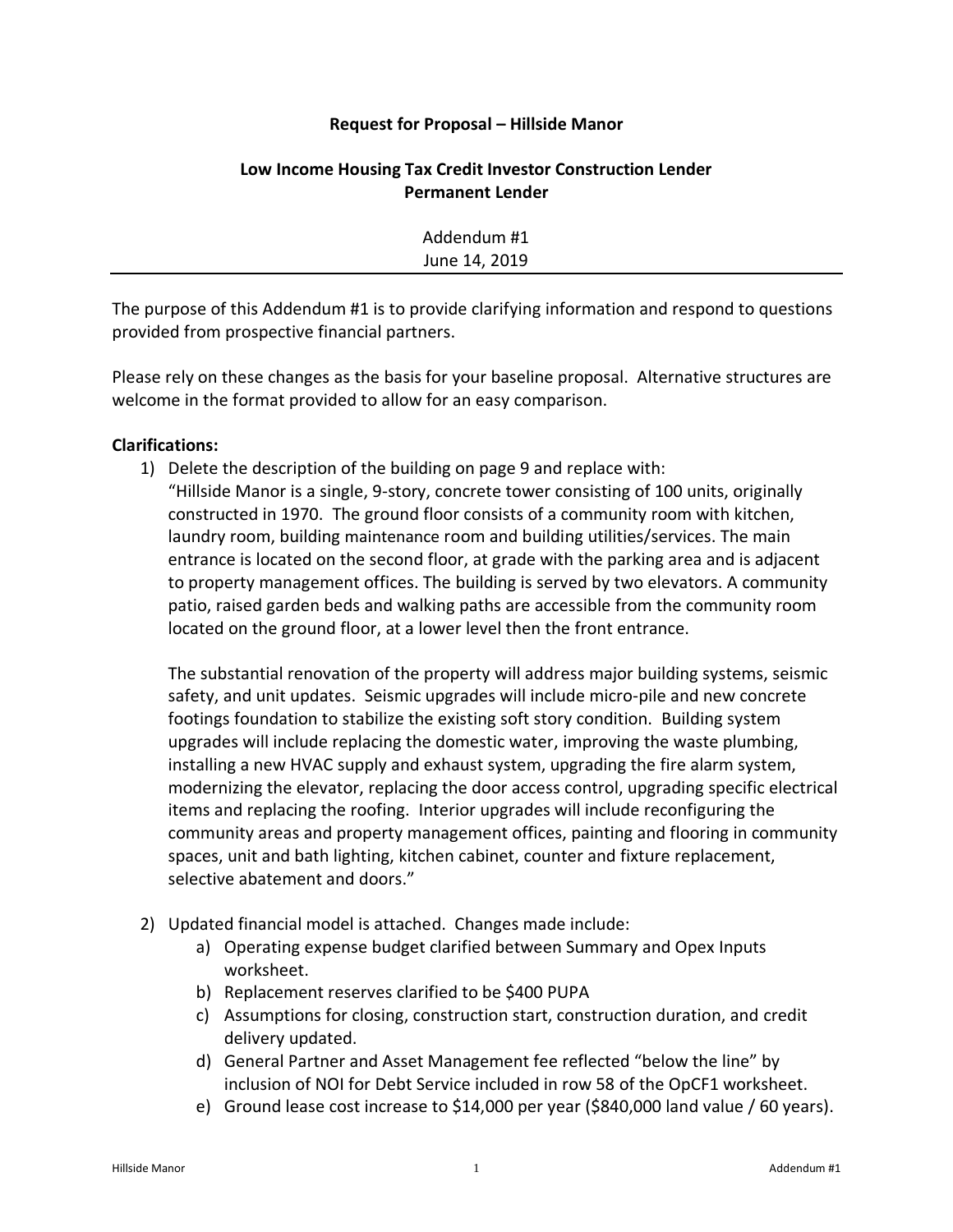**Request for Proposal – Hillside Manor**

**Low Income Housing Tax Credit Investor Construction Lender**
**Permanent Lender**

Addendum #1
June 14, 2019

---

The purpose of this Addendum #1 is to provide clarifying information and respond to questions provided from prospective financial partners.

Please rely on these changes as the basis for your baseline proposal. Alternative structures are welcome in the format provided to allow for an easy comparison.

**Clarifications:**

1) Delete the description of the building on page 9 and replace with:
   "Hillside Manor is a single, 9-story, concrete tower consisting of 100 units, originally constructed in 1970. The ground floor consists of a community room with kitchen, laundry room, building maintenance room and building utilities/services. The main entrance is located on the second floor, at grade with the parking area and is adjacent to property management offices. The building is served by two elevators. A community patio, raised garden beds and walking paths are accessible from the community room located on the ground floor, at a lower level then the front entrance.

   The substantial renovation of the property will address major building systems, seismic safety, and unit updates. Seismic upgrades will include micro-pile and new concrete footings foundation to stabilize the existing soft story condition. Building system upgrades will include replacing the domestic water, improving the waste plumbing, installing a new HVAC supply and exhaust system, upgrading the fire alarm system, modernizing the elevator, replacing the door access control, upgrading specific electrical items and replacing the roofing. Interior upgrades will include reconfiguring the community areas and property management offices, painting and flooring in community spaces, unit and bath lighting, kitchen cabinet, counter and fixture replacement, selective abatement and doors."

2) Updated financial model is attached. Changes made include:
   a) Operating expense budget clarified between Summary and Opex Inputs worksheet.
   b) Replacement reserves clarified to be $400 PUPA
   c) Assumptions for closing, construction start, construction duration, and credit delivery updated.
   d) General Partner and Asset Management fee reflected "below the line" by inclusion of NOI for Debt Service included in row 58 of the OpCF1 worksheet.
   e) Ground lease cost increase to $14,000 per year ($840,000 land value / 60 years).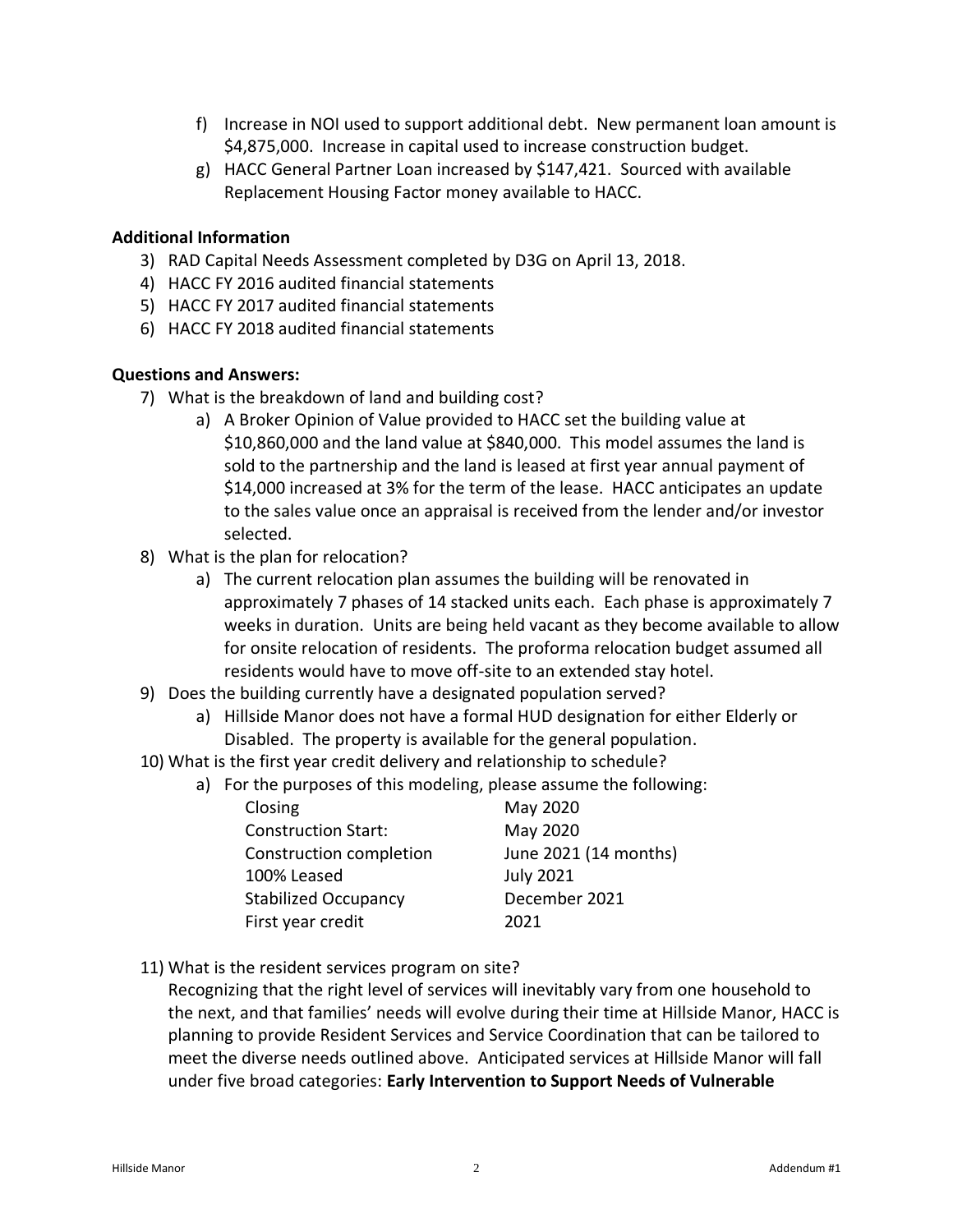f) Increase in NOI used to support additional debt. New permanent loan amount is $4,875,000. Increase in capital used to increase construction budget.

g) HACC General Partner Loan increased by $147,421. Sourced with available Replacement Housing Factor money available to HACC.

**Additional Information**

3) RAD Capital Needs Assessment completed by D3G on April 13, 2018.
4) HACC FY 2016 audited financial statements
5) HACC FY 2017 audited financial statements
6) HACC FY 2018 audited financial statements

**Questions and Answers:**

7) What is the breakdown of land and building cost?
   a) A Broker Opinion of Value provided to HACC set the building value at $10,860,000 and the land value at $840,000. This model assumes the land is sold to the partnership and the land is leased at first year annual payment of $14,000 increased at 3% for the term of the lease. HACC anticipates an update to the sales value once an appraisal is received from the lender and/or investor selected.
8) What is the plan for relocation?
   a) The current relocation plan assumes the building will be renovated in approximately 7 phases of 14 stacked units each. Each phase is approximately 7 weeks in duration. Units are being held vacant as they become available to allow for onsite relocation of residents. The proforma relocation budget assumed all residents would have to move off-site to an extended stay hotel.
9) Does the building currently have a designated population served?
   a) Hillside Manor does not have a formal HUD designation for either Elderly or Disabled. The property is available for the general population.
10) What is the first year credit delivery and relationship to schedule?
    a) For the purposes of this modeling, please assume the following:

| | |
|---|---|
| Closing | May 2020 |
| Construction Start: | May 2020 |
| Construction completion | June 2021 (14 months) |
| 100% Leased | July 2021 |
| Stabilized Occupancy | December 2021 |
| First year credit | 2021 |

11) What is the resident services program on site?
    Recognizing that the right level of services will inevitably vary from one household to the next, and that families' needs will evolve during their time at Hillside Manor, HACC is planning to provide Resident Services and Service Coordination that can be tailored to meet the diverse needs outlined above. Anticipated services at Hillside Manor will fall under five broad categories: **Early Intervention to Support Needs of Vulnerable**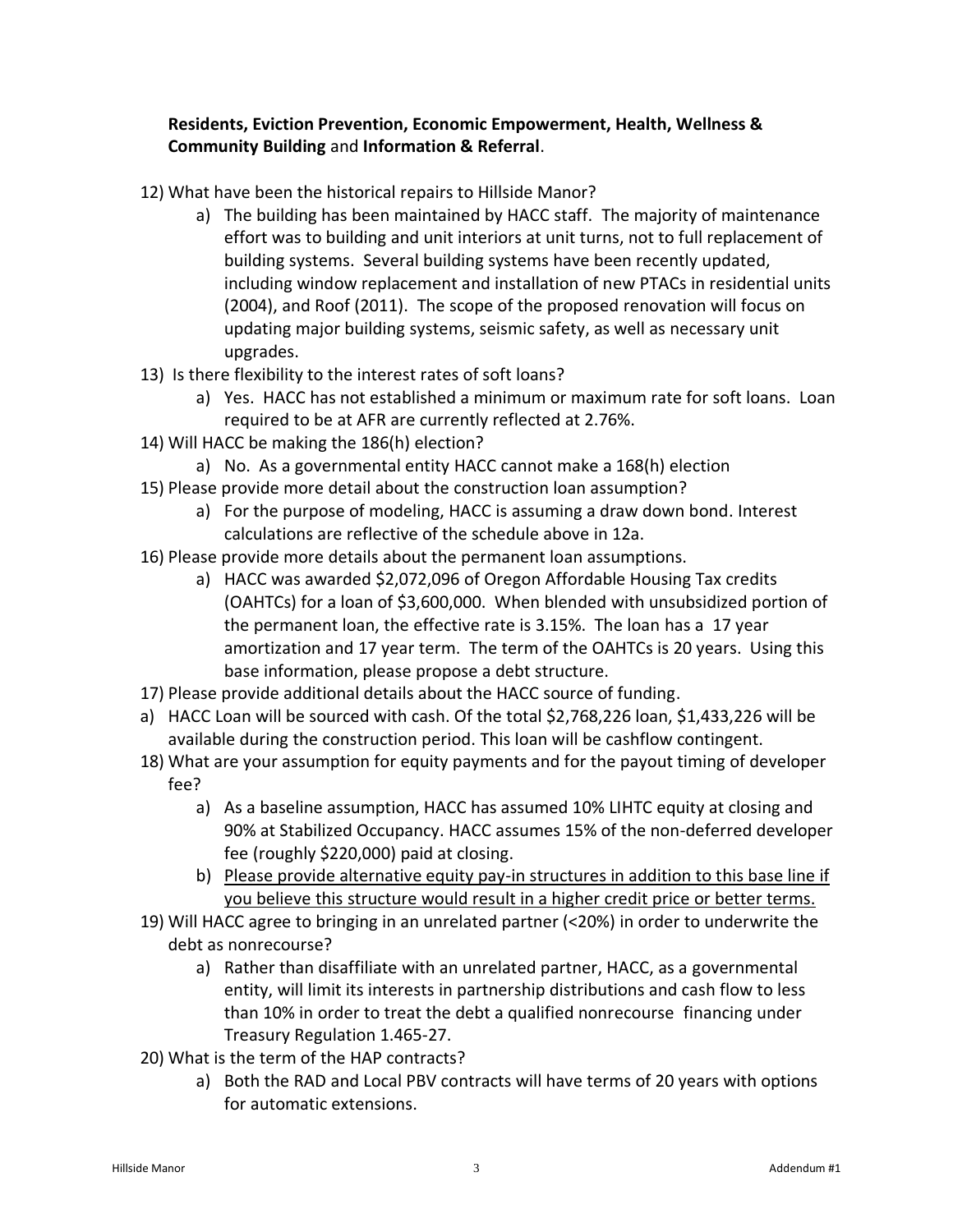**Residents, Eviction Prevention, Economic Empowerment, Health, Wellness & Community Building** and **Information & Referral**.

12) What have been the historical repairs to Hillside Manor?
    a) The building has been maintained by HACC staff. The majority of maintenance effort was to building and unit interiors at unit turns, not to full replacement of building systems. Several building systems have been recently updated, including window replacement and installation of new PTACs in residential units (2004), and Roof (2011). The scope of the proposed renovation will focus on updating major building systems, seismic safety, as well as necessary unit upgrades.
13) Is there flexibility to the interest rates of soft loans?
    a) Yes. HACC has not established a minimum or maximum rate for soft loans. Loan required to be at AFR are currently reflected at 2.76%.
14) Will HACC be making the 186(h) election?
    a) No. As a governmental entity HACC cannot make a 168(h) election
15) Please provide more detail about the construction loan assumption?
    a) For the purpose of modeling, HACC is assuming a draw down bond. Interest calculations are reflective of the schedule above in 12a.
16) Please provide more details about the permanent loan assumptions.
    a) HACC was awarded $2,072,096 of Oregon Affordable Housing Tax credits (OAHTCs) for a loan of $3,600,000. When blended with unsubsidized portion of the permanent loan, the effective rate is 3.15%. The loan has a 17 year amortization and 17 year term. The term of the OAHTCs is 20 years. Using this base information, please propose a debt structure.
17) Please provide additional details about the HACC source of funding.
    a) HACC Loan will be sourced with cash. Of the total $2,768,226 loan, $1,433,226 will be available during the construction period. This loan will be cashflow contingent.
18) What are your assumption for equity payments and for the payout timing of developer fee?
    a) As a baseline assumption, HACC has assumed 10% LIHTC equity at closing and 90% at Stabilized Occupancy. HACC assumes 15% of the non-deferred developer fee (roughly $220,000) paid at closing.
    b) <u>Please provide alternative equity pay-in structures in addition to this base line if you believe this structure would result in a higher credit price or better terms.</u>
19) Will HACC agree to bringing in an unrelated partner (<20%) in order to underwrite the debt as nonrecourse?
    a) Rather than disaffiliate with an unrelated partner, HACC, as a governmental entity, will limit its interests in partnership distributions and cash flow to less than 10% in order to treat the debt a qualified nonrecourse financing under Treasury Regulation 1.465-27.
20) What is the term of the HAP contracts?
    a) Both the RAD and Local PBV contracts will have terms of 20 years with options for automatic extensions.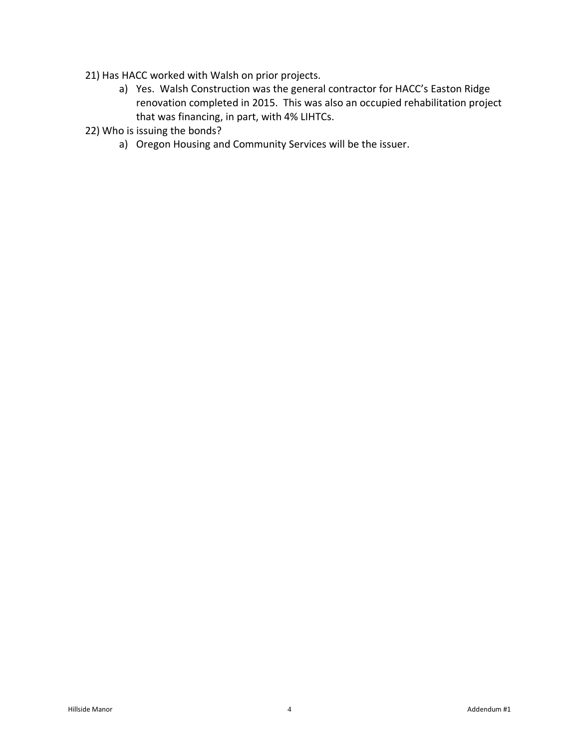21) Has HACC worked with Walsh on prior projects.

   a) Yes. Walsh Construction was the general contractor for HACC's Easton Ridge renovation completed in 2015. This was also an occupied rehabilitation project that was financing, in part, with 4% LIHTCs.

22) Who is issuing the bonds?

   a) Oregon Housing and Community Services will be the issuer.